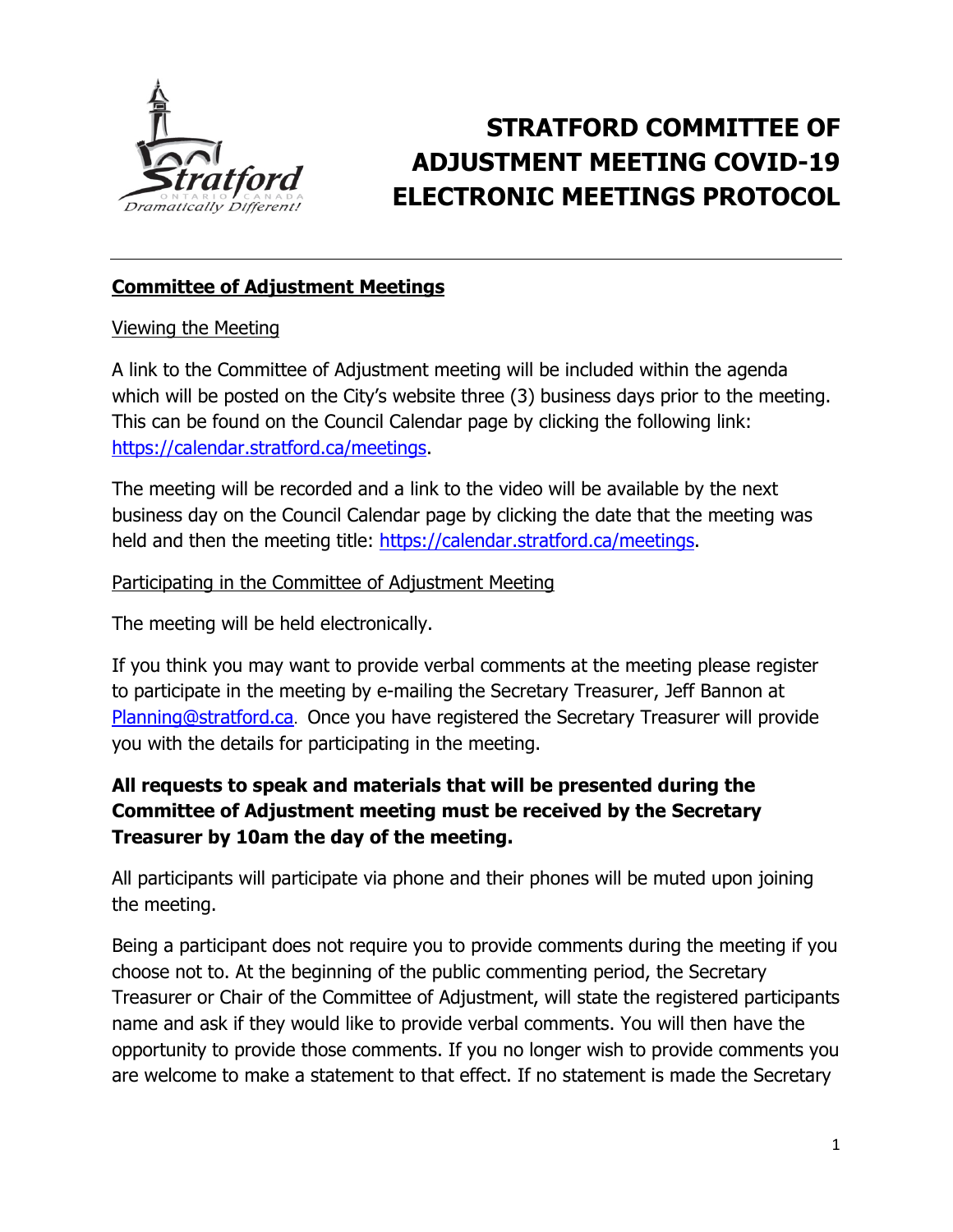# STRATFORD COMMITTEE OF ADJUSTMENT MEETING COVID-19 ELECTRONIC MEETINGS PROTOCOL

## Committee of Adjustment Meetings

### Viewing the Meeting

A link to the Committee of Adjustment meeting will be included within the agenda which will be posted on the City's website three (3) business days prior to the meeting. This can be found on the Council Calendar page by clicking the following link: https://calendar.stratford.ca/meetings.

The meeting will be recorded and a link to the video will be available by the next business day on the Council Calendar page by clicking the date that the meeting was held and then the meeting title: https://calendar.stratford.ca/meetings.

### Participating in the Committee of Adjustment Meeting

The meeting will be held electronically.

If you think you may want to provide verbal comments at the meeting please register to participate in the meeting by e-mailing the Secretary Treasurer, Jeff Bannon at Planning@stratford.ca. Once you have registered the Secretary Treasurer will provide you with the details for participating in the meeting.

**All requests to speak and materials that will be presented during the Committee of Adjustment meeting must be received by the Secretary Treasurer by 10am the day of the meeting.**

All participants will participate via phone and their phones will be muted upon joining the meeting.

Being a participant does not require you to provide comments during the meeting if you choose not to. At the beginning of the public commenting period, the Secretary Treasurer or Chair of the Committee of Adjustment, will state the registered participants name and ask if they would like to provide verbal comments. You will then have the opportunity to provide those comments. If you no longer wish to provide comments you are welcome to make a statement to that effect. If no statement is made the Secretary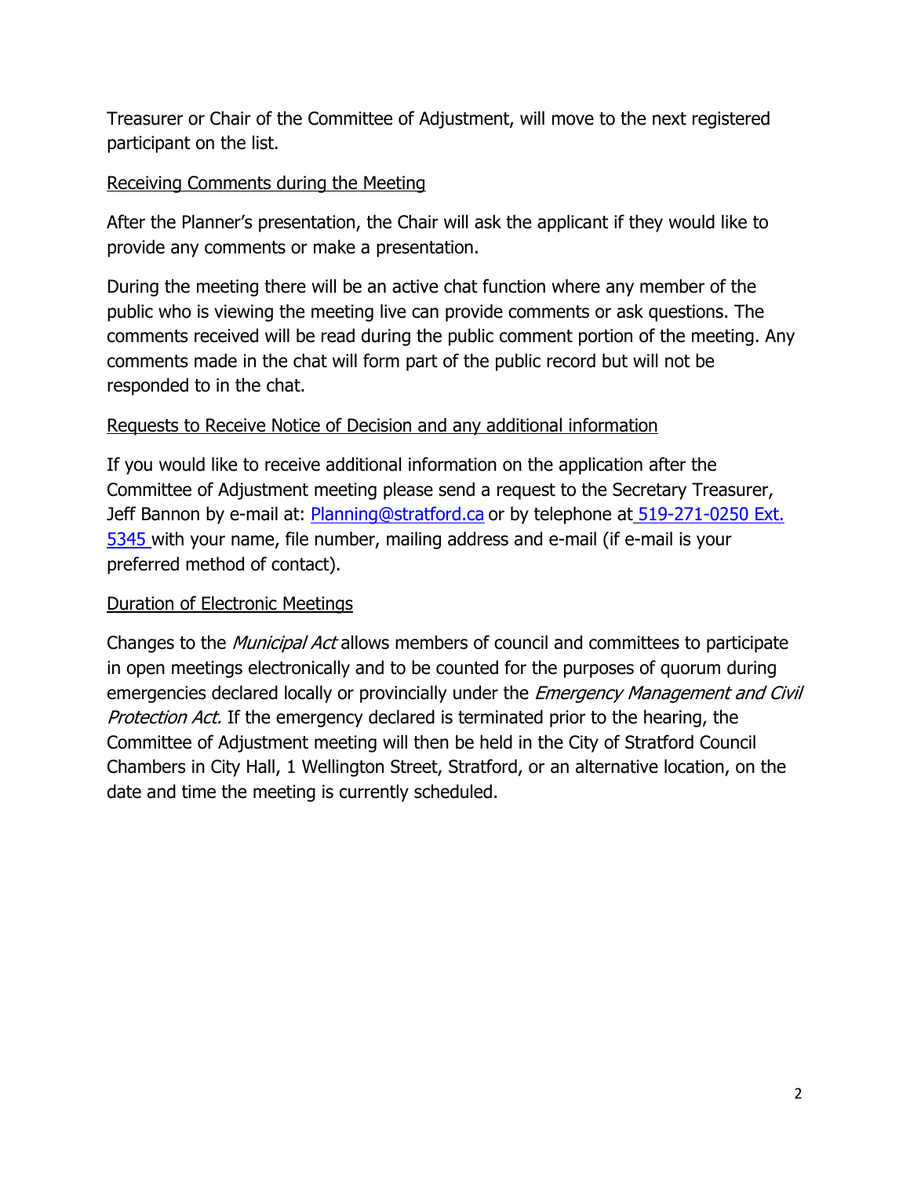Treasurer or Chair of the Committee of Adjustment, will move to the next registered participant on the list.

Receiving Comments during the Meeting

After the Planner's presentation, the Chair will ask the applicant if they would like to provide any comments or make a presentation.

During the meeting there will be an active chat function where any member of the public who is viewing the meeting live can provide comments or ask questions. The comments received will be read during the public comment portion of the meeting. Any comments made in the chat will form part of the public record but will not be responded to in the chat.

Requests to Receive Notice of Decision and any additional information

If you would like to receive additional information on the application after the Committee of Adjustment meeting please send a request to the Secretary Treasurer, Jeff Bannon by e-mail at: Planning@stratford.ca or by telephone at 519-271-0250 Ext. 5345 with your name, file number, mailing address and e-mail (if e-mail is your preferred method of contact).

Duration of Electronic Meetings

Changes to the *Municipal Act* allows members of council and committees to participate in open meetings electronically and to be counted for the purposes of quorum during emergencies declared locally or provincially under the *Emergency Management and Civil Protection Act.* If the emergency declared is terminated prior to the hearing, the Committee of Adjustment meeting will then be held in the City of Stratford Council Chambers in City Hall, 1 Wellington Street, Stratford, or an alternative location, on the date and time the meeting is currently scheduled.